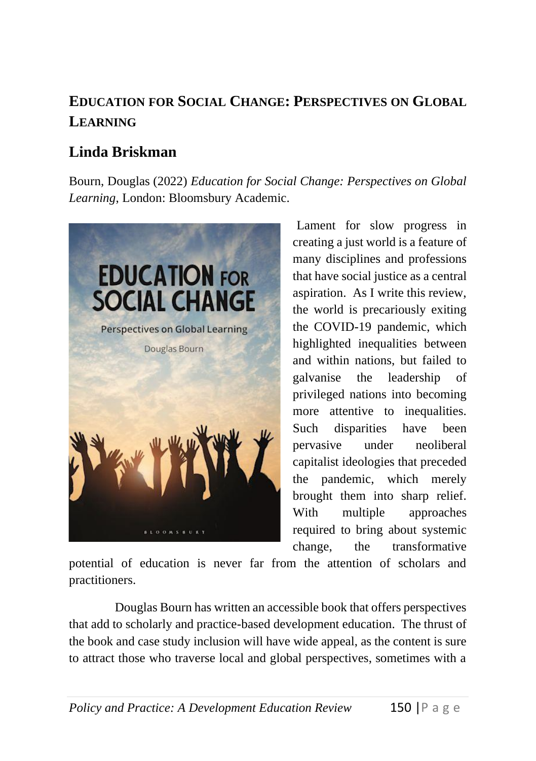## Education for Social Change: Perspectives on Global Learning

## Linda Briskman

Bourn, Douglas (2022) *Education for Social Change: Perspectives on Global Learning*, London: Bloomsbury Academic.

Lament for slow progress in creating a just world is a feature of many disciplines and professions that have social justice as a central aspiration. As I write this review, the world is precariously exiting the COVID-19 pandemic, which highlighted inequalities between and within nations, but failed to galvanise the leadership of privileged nations into becoming more attentive to inequalities. Such disparities have been pervasive under neoliberal capitalist ideologies that preceded the pandemic, which merely brought them into sharp relief. With multiple approaches required to bring about systemic change, the transformative potential of education is never far from the attention of scholars and practitioners.

Douglas Bourn has written an accessible book that offers perspectives that add to scholarly and practice-based development education. The thrust of the book and case study inclusion will have wide appeal, as the content is sure to attract those who traverse local and global perspectives, sometimes with a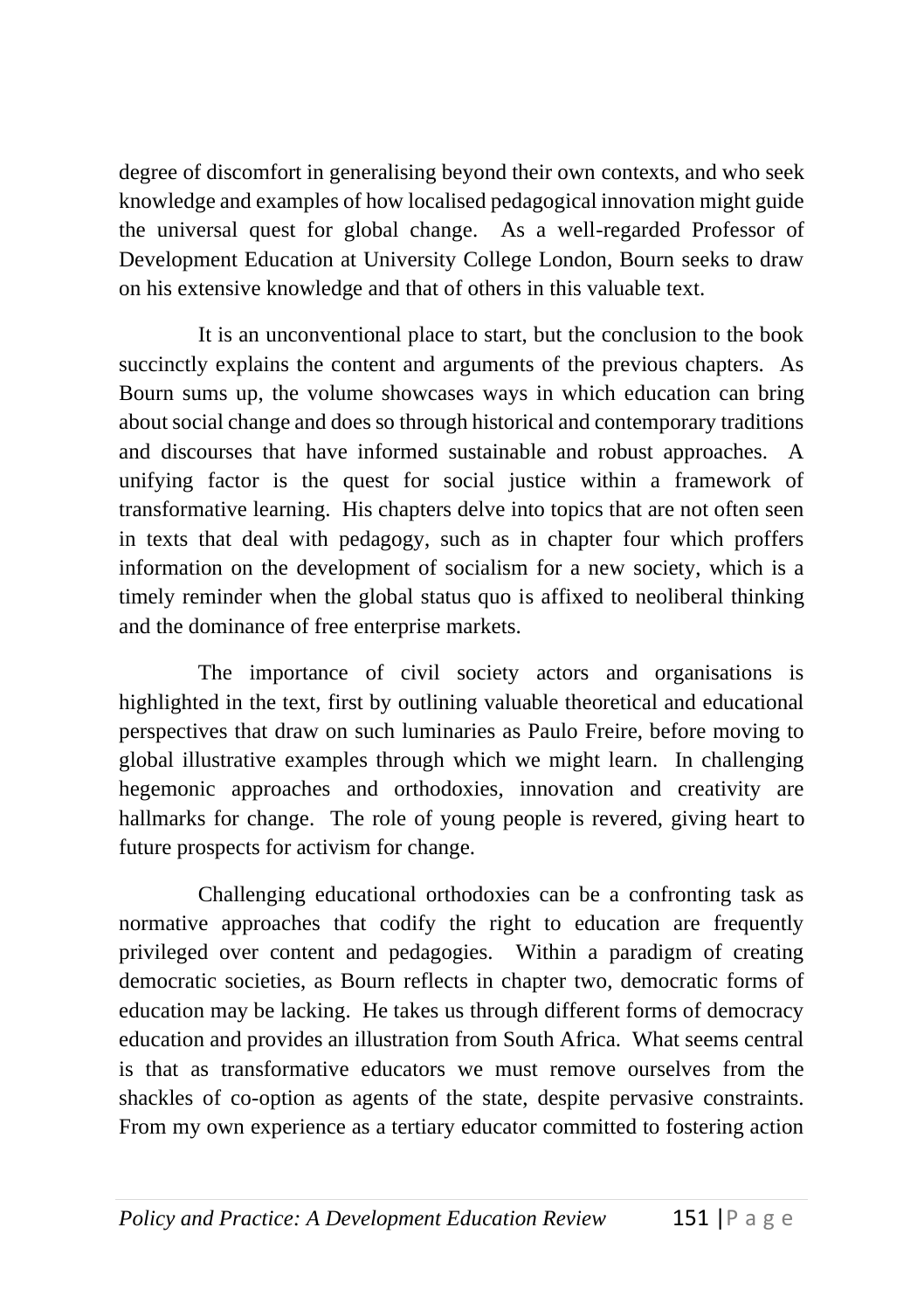degree of discomfort in generalising beyond their own contexts, and who seek knowledge and examples of how localised pedagogical innovation might guide the universal quest for global change. As a well-regarded Professor of Development Education at University College London, Bourn seeks to draw on his extensive knowledge and that of others in this valuable text.

It is an unconventional place to start, but the conclusion to the book succinctly explains the content and arguments of the previous chapters. As Bourn sums up, the volume showcases ways in which education can bring about social change and does so through historical and contemporary traditions and discourses that have informed sustainable and robust approaches. A unifying factor is the quest for social justice within a framework of transformative learning. His chapters delve into topics that are not often seen in texts that deal with pedagogy, such as in chapter four which proffers information on the development of socialism for a new society, which is a timely reminder when the global status quo is affixed to neoliberal thinking and the dominance of free enterprise markets.

The importance of civil society actors and organisations is highlighted in the text, first by outlining valuable theoretical and educational perspectives that draw on such luminaries as Paulo Freire, before moving to global illustrative examples through which we might learn. In challenging hegemonic approaches and orthodoxies, innovation and creativity are hallmarks for change. The role of young people is revered, giving heart to future prospects for activism for change.

Challenging educational orthodoxies can be a confronting task as normative approaches that codify the right to education are frequently privileged over content and pedagogies. Within a paradigm of creating democratic societies, as Bourn reflects in chapter two, democratic forms of education may be lacking. He takes us through different forms of democracy education and provides an illustration from South Africa. What seems central is that as transformative educators we must remove ourselves from the shackles of co-option as agents of the state, despite pervasive constraints. From my own experience as a tertiary educator committed to fostering action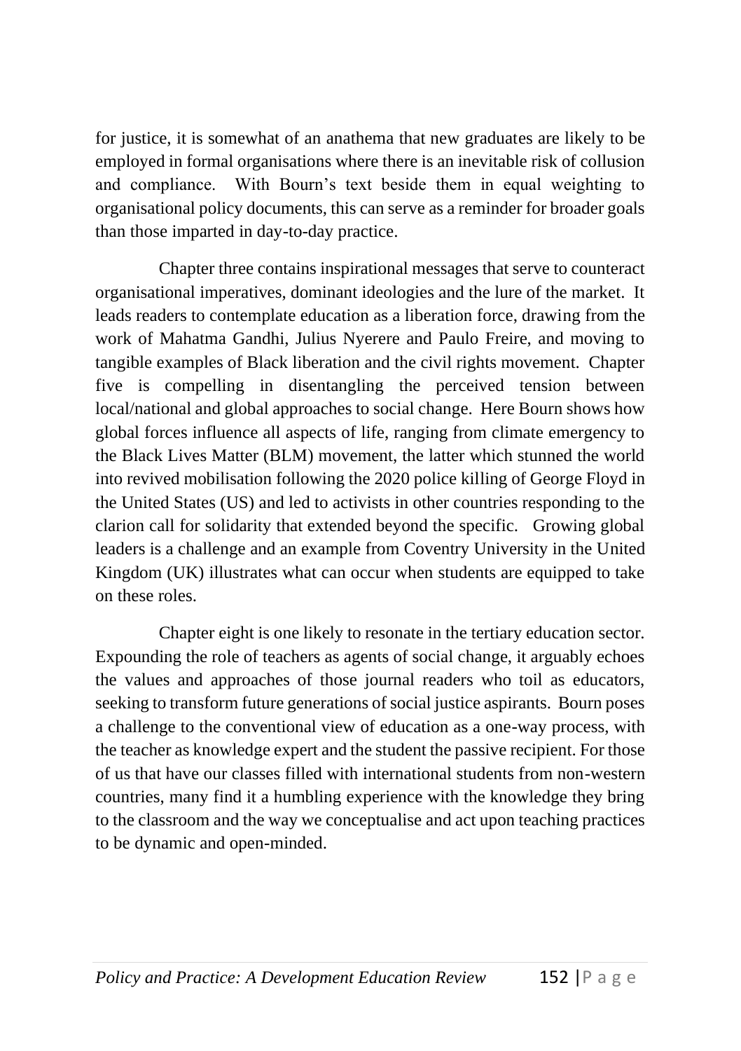for justice, it is somewhat of an anathema that new graduates are likely to be employed in formal organisations where there is an inevitable risk of collusion and compliance. With Bourn's text beside them in equal weighting to organisational policy documents, this can serve as a reminder for broader goals than those imparted in day-to-day practice.

Chapter three contains inspirational messages that serve to counteract organisational imperatives, dominant ideologies and the lure of the market. It leads readers to contemplate education as a liberation force, drawing from the work of Mahatma Gandhi, Julius Nyerere and Paulo Freire, and moving to tangible examples of Black liberation and the civil rights movement. Chapter five is compelling in disentangling the perceived tension between local/national and global approaches to social change. Here Bourn shows how global forces influence all aspects of life, ranging from climate emergency to the Black Lives Matter (BLM) movement, the latter which stunned the world into revived mobilisation following the 2020 police killing of George Floyd in the United States (US) and led to activists in other countries responding to the clarion call for solidarity that extended beyond the specific. Growing global leaders is a challenge and an example from Coventry University in the United Kingdom (UK) illustrates what can occur when students are equipped to take on these roles.

Chapter eight is one likely to resonate in the tertiary education sector. Expounding the role of teachers as agents of social change, it arguably echoes the values and approaches of those journal readers who toil as educators, seeking to transform future generations of social justice aspirants. Bourn poses a challenge to the conventional view of education as a one-way process, with the teacher as knowledge expert and the student the passive recipient. For those of us that have our classes filled with international students from non-western countries, many find it a humbling experience with the knowledge they bring to the classroom and the way we conceptualise and act upon teaching practices to be dynamic and open-minded.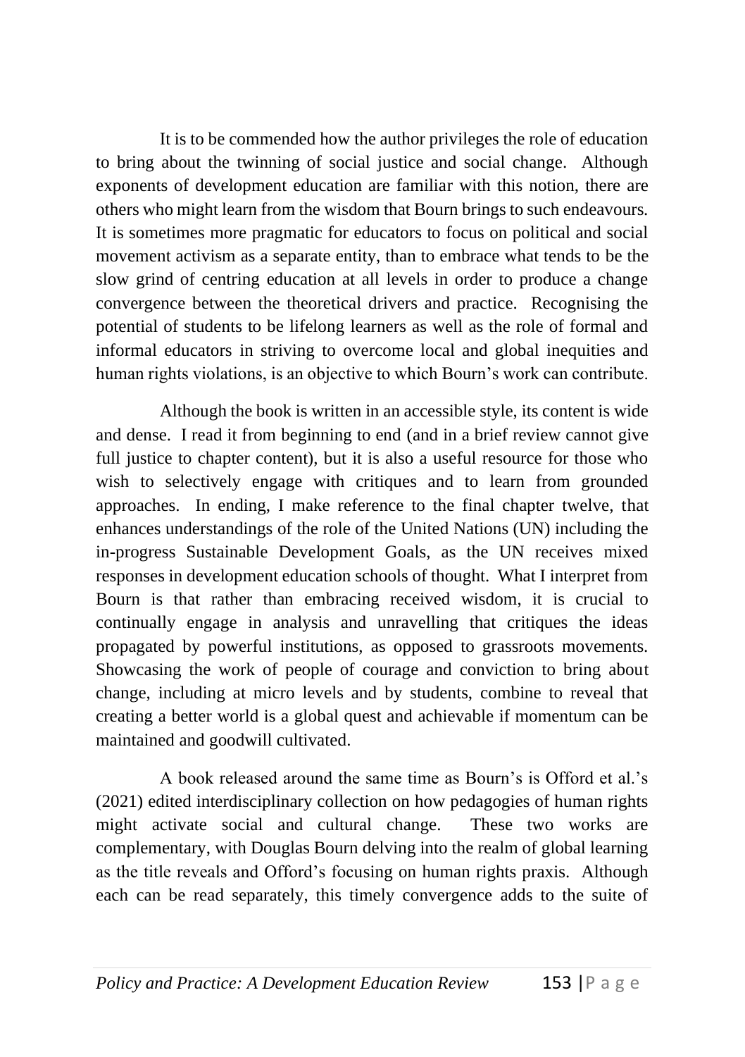It is to be commended how the author privileges the role of education to bring about the twinning of social justice and social change. Although exponents of development education are familiar with this notion, there are others who might learn from the wisdom that Bourn brings to such endeavours. It is sometimes more pragmatic for educators to focus on political and social movement activism as a separate entity, than to embrace what tends to be the slow grind of centring education at all levels in order to produce a change convergence between the theoretical drivers and practice. Recognising the potential of students to be lifelong learners as well as the role of formal and informal educators in striving to overcome local and global inequities and human rights violations, is an objective to which Bourn's work can contribute.

Although the book is written in an accessible style, its content is wide and dense. I read it from beginning to end (and in a brief review cannot give full justice to chapter content), but it is also a useful resource for those who wish to selectively engage with critiques and to learn from grounded approaches. In ending, I make reference to the final chapter twelve, that enhances understandings of the role of the United Nations (UN) including the in-progress Sustainable Development Goals, as the UN receives mixed responses in development education schools of thought. What I interpret from Bourn is that rather than embracing received wisdom, it is crucial to continually engage in analysis and unravelling that critiques the ideas propagated by powerful institutions, as opposed to grassroots movements. Showcasing the work of people of courage and conviction to bring about change, including at micro levels and by students, combine to reveal that creating a better world is a global quest and achievable if momentum can be maintained and goodwill cultivated.

A book released around the same time as Bourn's is Offord et al.'s (2021) edited interdisciplinary collection on how pedagogies of human rights might activate social and cultural change. These two works are complementary, with Douglas Bourn delving into the realm of global learning as the title reveals and Offord's focusing on human rights praxis. Although each can be read separately, this timely convergence adds to the suite of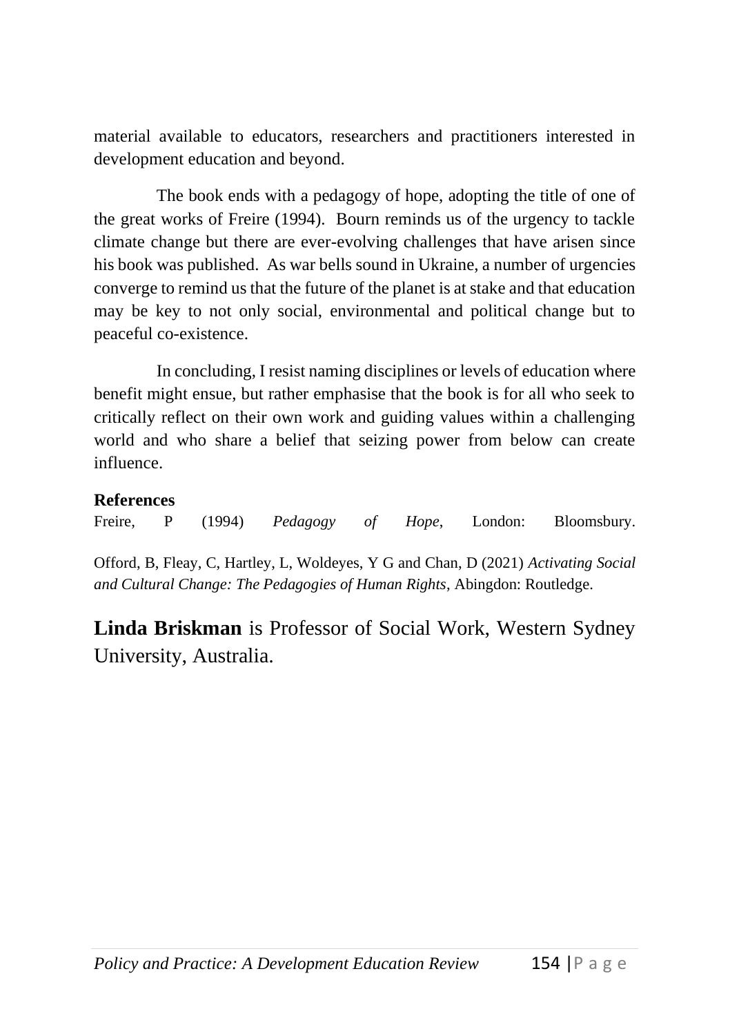material available to educators, researchers and practitioners interested in development education and beyond.

The book ends with a pedagogy of hope, adopting the title of one of the great works of Freire (1994). Bourn reminds us of the urgency to tackle climate change but there are ever-evolving challenges that have arisen since his book was published. As war bells sound in Ukraine, a number of urgencies converge to remind us that the future of the planet is at stake and that education may be key to not only social, environmental and political change but to peaceful co-existence.

In concluding, I resist naming disciplines or levels of education where benefit might ensue, but rather emphasise that the book is for all who seek to critically reflect on their own work and guiding values within a challenging world and who share a belief that seizing power from below can create influence.

**References**

Freire, P (1994) *Pedagogy of Hope*, London: Bloomsbury.

Offord, B, Fleay, C, Hartley, L, Woldeyes, Y G and Chan, D (2021) *Activating Social and Cultural Change: The Pedagogies of Human Rights*, Abingdon: Routledge.

**Linda Briskman** is Professor of Social Work, Western Sydney University, Australia.